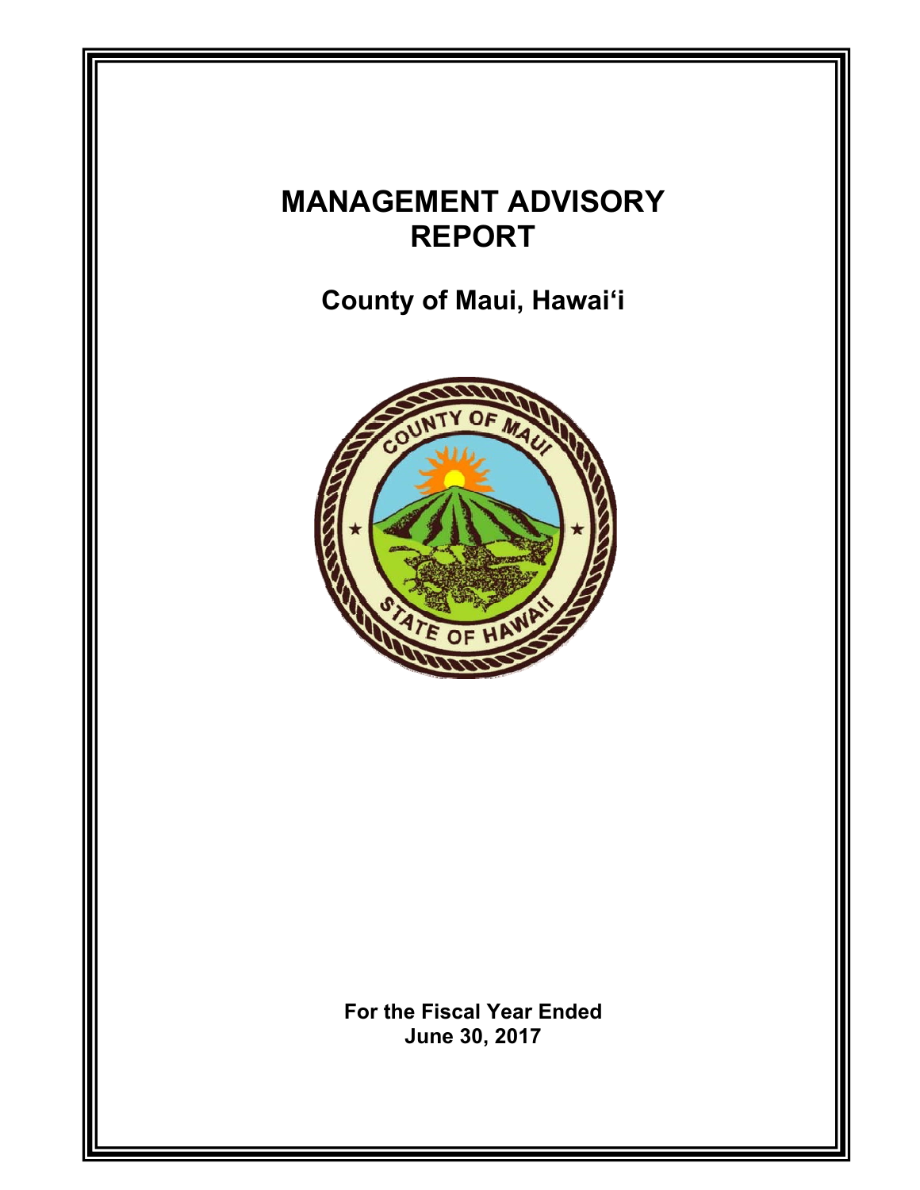# MANAGEMENT ADVISORY REPORT

## County of Maui, Hawai'i

**For the Fiscal Year Ended**
**June 30, 2017**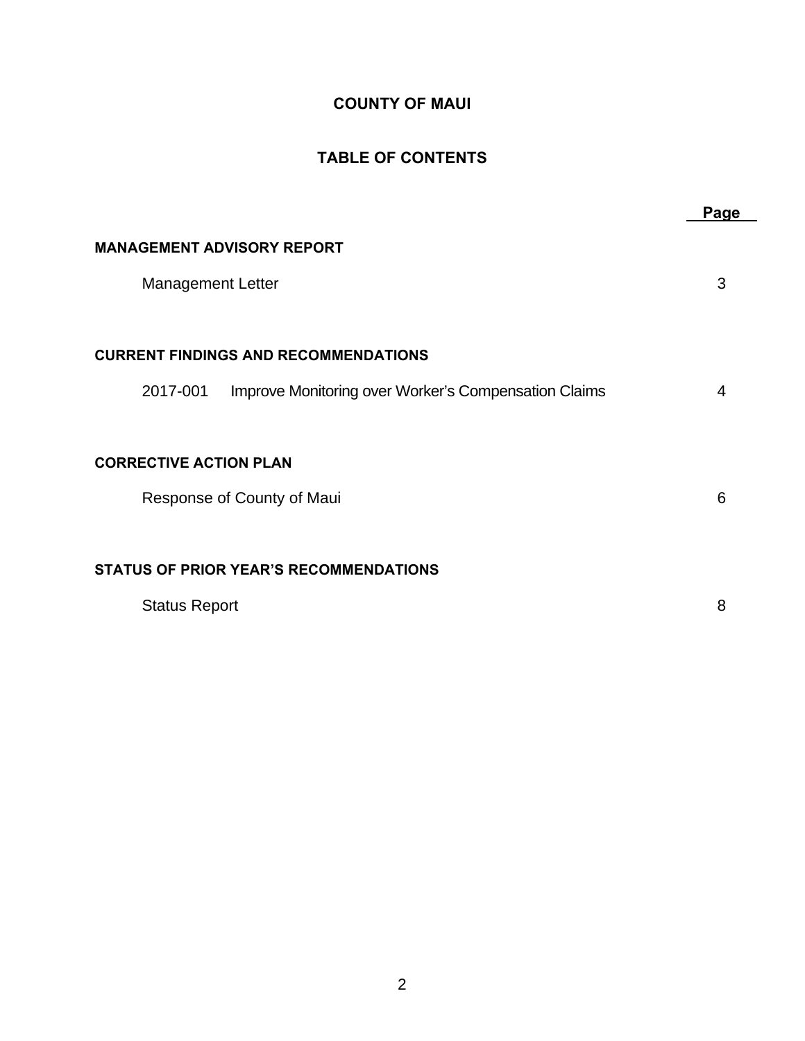# COUNTY OF MAUI

## TABLE OF CONTENTS

| | Page |
|---|---|
| **MANAGEMENT ADVISORY REPORT** | |
| Management Letter | 3 |
| **CURRENT FINDINGS AND RECOMMENDATIONS** | |
| 2017-001 Improve Monitoring over Worker's Compensation Claims | 4 |
| **CORRECTIVE ACTION PLAN** | |
| Response of County of Maui | 6 |
| **STATUS OF PRIOR YEAR'S RECOMMENDATIONS** | |
| Status Report | 8 |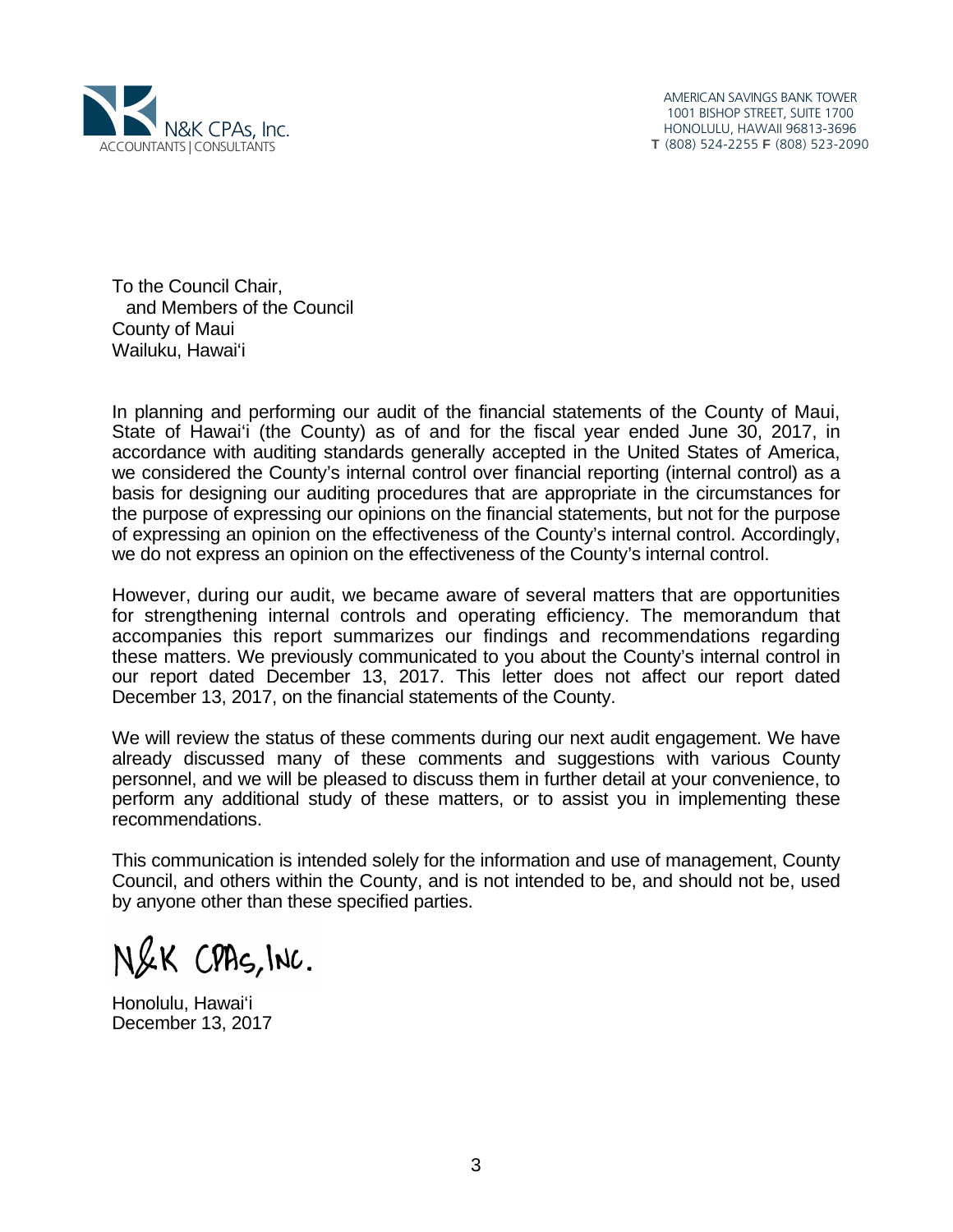N&K CPAs, Inc.
ACCOUNTANTS | CONSULTANTS

AMERICAN SAVINGS BANK TOWER
1001 BISHOP STREET, SUITE 1700
HONOLULU, HAWAII 96813-3696
**T** (808) 524-2255 **F** (808) 523-2090

To the Council Chair,
and Members of the Council
County of Maui
Wailuku, Hawai'i

In planning and performing our audit of the financial statements of the County of Maui, State of Hawai'i (the County) as of and for the fiscal year ended June 30, 2017, in accordance with auditing standards generally accepted in the United States of America, we considered the County's internal control over financial reporting (internal control) as a basis for designing our auditing procedures that are appropriate in the circumstances for the purpose of expressing our opinions on the financial statements, but not for the purpose of expressing an opinion on the effectiveness of the County's internal control. Accordingly, we do not express an opinion on the effectiveness of the County's internal control.

However, during our audit, we became aware of several matters that are opportunities for strengthening internal controls and operating efficiency. The memorandum that accompanies this report summarizes our findings and recommendations regarding these matters. We previously communicated to you about the County's internal control in our report dated December 13, 2017. This letter does not affect our report dated December 13, 2017, on the financial statements of the County.

We will review the status of these comments during our next audit engagement. We have already discussed many of these comments and suggestions with various County personnel, and we will be pleased to discuss them in further detail at your convenience, to perform any additional study of these matters, or to assist you in implementing these recommendations.

This communication is intended solely for the information and use of management, County Council, and others within the County, and is not intended to be, and should not be, used by anyone other than these specified parties.

N&K CPAs, Inc.

Honolulu, Hawai'i
December 13, 2017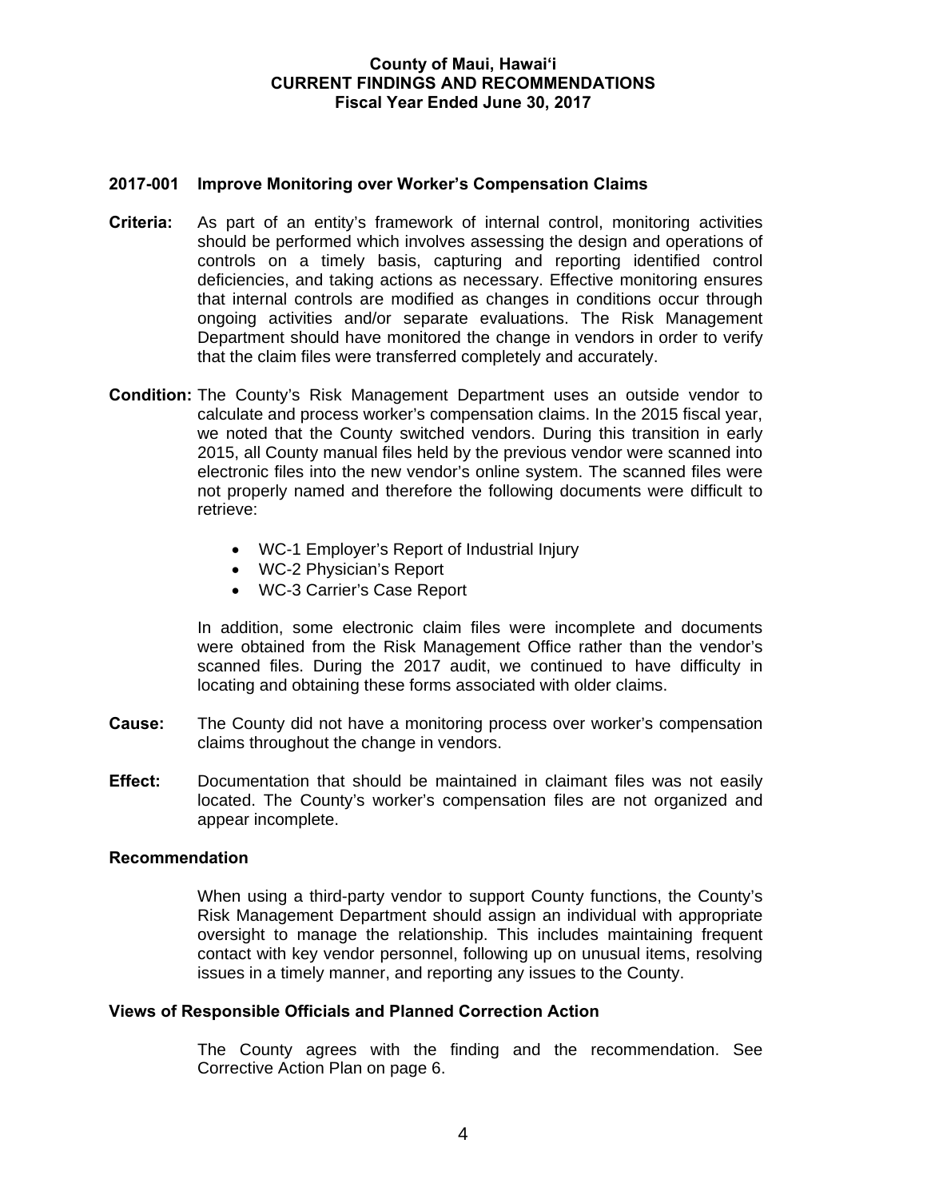**County of Maui, Hawaiʻi**
**CURRENT FINDINGS AND RECOMMENDATIONS**
**Fiscal Year Ended June 30, 2017**

## 2017-001 Improve Monitoring over Worker's Compensation Claims

**Criteria:** As part of an entity's framework of internal control, monitoring activities should be performed which involves assessing the design and operations of controls on a timely basis, capturing and reporting identified control deficiencies, and taking actions as necessary. Effective monitoring ensures that internal controls are modified as changes in conditions occur through ongoing activities and/or separate evaluations. The Risk Management Department should have monitored the change in vendors in order to verify that the claim files were transferred completely and accurately.

**Condition:** The County's Risk Management Department uses an outside vendor to calculate and process worker's compensation claims. In the 2015 fiscal year, we noted that the County switched vendors. During this transition in early 2015, all County manual files held by the previous vendor were scanned into electronic files into the new vendor's online system. The scanned files were not properly named and therefore the following documents were difficult to retrieve:

- WC-1 Employer's Report of Industrial Injury
- WC-2 Physician's Report
- WC-3 Carrier's Case Report

In addition, some electronic claim files were incomplete and documents were obtained from the Risk Management Office rather than the vendor's scanned files. During the 2017 audit, we continued to have difficulty in locating and obtaining these forms associated with older claims.

**Cause:** The County did not have a monitoring process over worker's compensation claims throughout the change in vendors.

**Effect:** Documentation that should be maintained in claimant files was not easily located. The County's worker's compensation files are not organized and appear incomplete.

### Recommendation

When using a third-party vendor to support County functions, the County's Risk Management Department should assign an individual with appropriate oversight to manage the relationship. This includes maintaining frequent contact with key vendor personnel, following up on unusual items, resolving issues in a timely manner, and reporting any issues to the County.

### Views of Responsible Officials and Planned Correction Action

The County agrees with the finding and the recommendation. See Corrective Action Plan on page 6.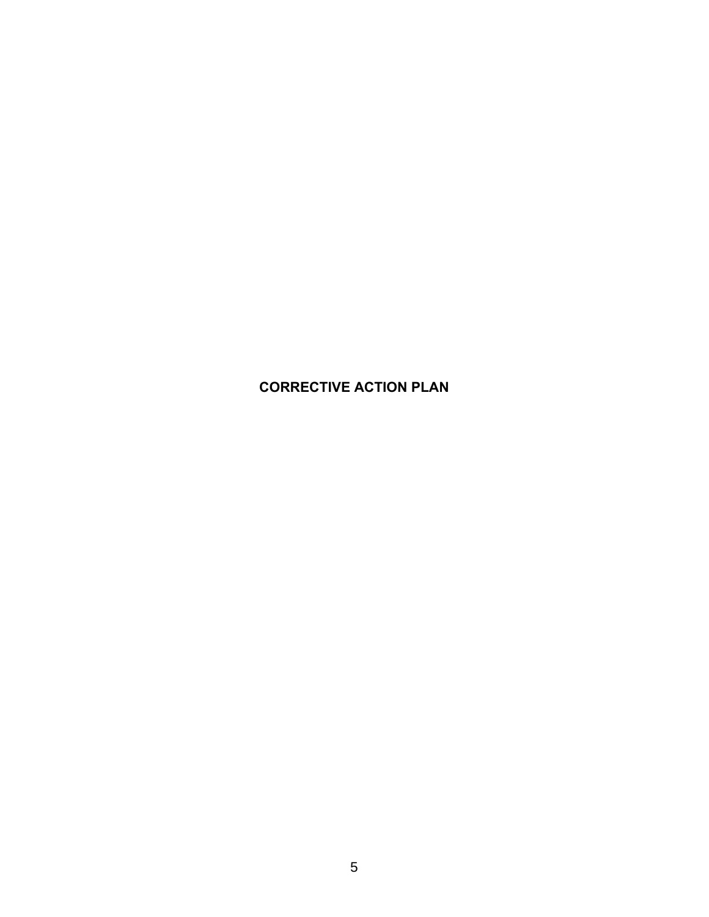# CORRECTIVE ACTION PLAN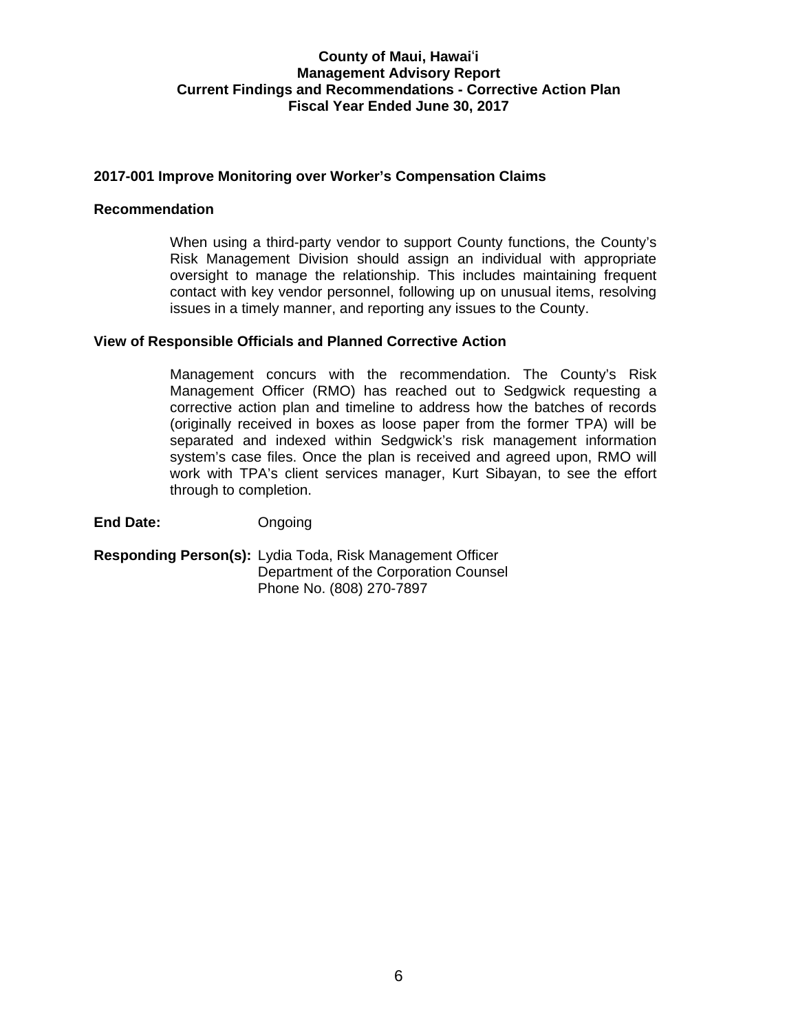# County of Maui, Hawaiʻi
## Management Advisory Report
## Current Findings and Recommendations - Corrective Action Plan
## Fiscal Year Ended June 30, 2017

### 2017-001 Improve Monitoring over Worker's Compensation Claims

**Recommendation**

When using a third-party vendor to support County functions, the County's Risk Management Division should assign an individual with appropriate oversight to manage the relationship. This includes maintaining frequent contact with key vendor personnel, following up on unusual items, resolving issues in a timely manner, and reporting any issues to the County.

**View of Responsible Officials and Planned Corrective Action**

Management concurs with the recommendation. The County's Risk Management Officer (RMO) has reached out to Sedgwick requesting a corrective action plan and timeline to address how the batches of records (originally received in boxes as loose paper from the former TPA) will be separated and indexed within Sedgwick's risk management information system's case files. Once the plan is received and agreed upon, RMO will work with TPA's client services manager, Kurt Sibayan, to see the effort through to completion.

**End Date:** Ongoing

**Responding Person(s):** Lydia Toda, Risk Management Officer
Department of the Corporation Counsel
Phone No. (808) 270-7897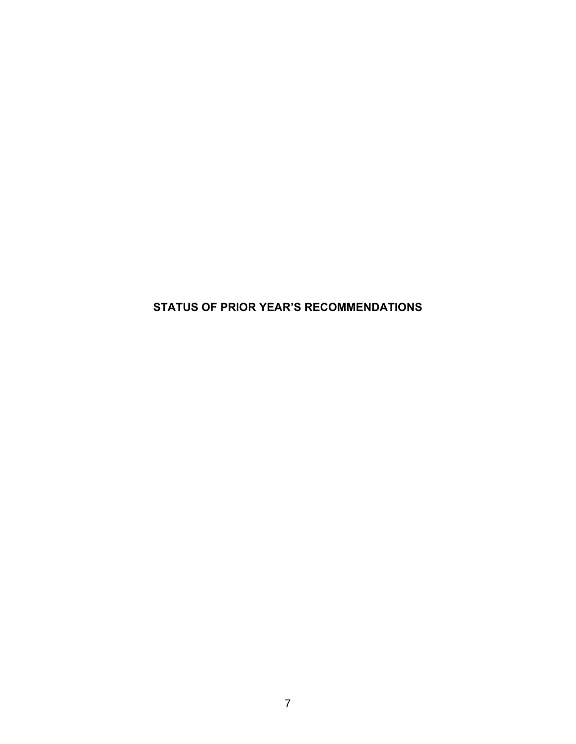# STATUS OF PRIOR YEAR'S RECOMMENDATIONS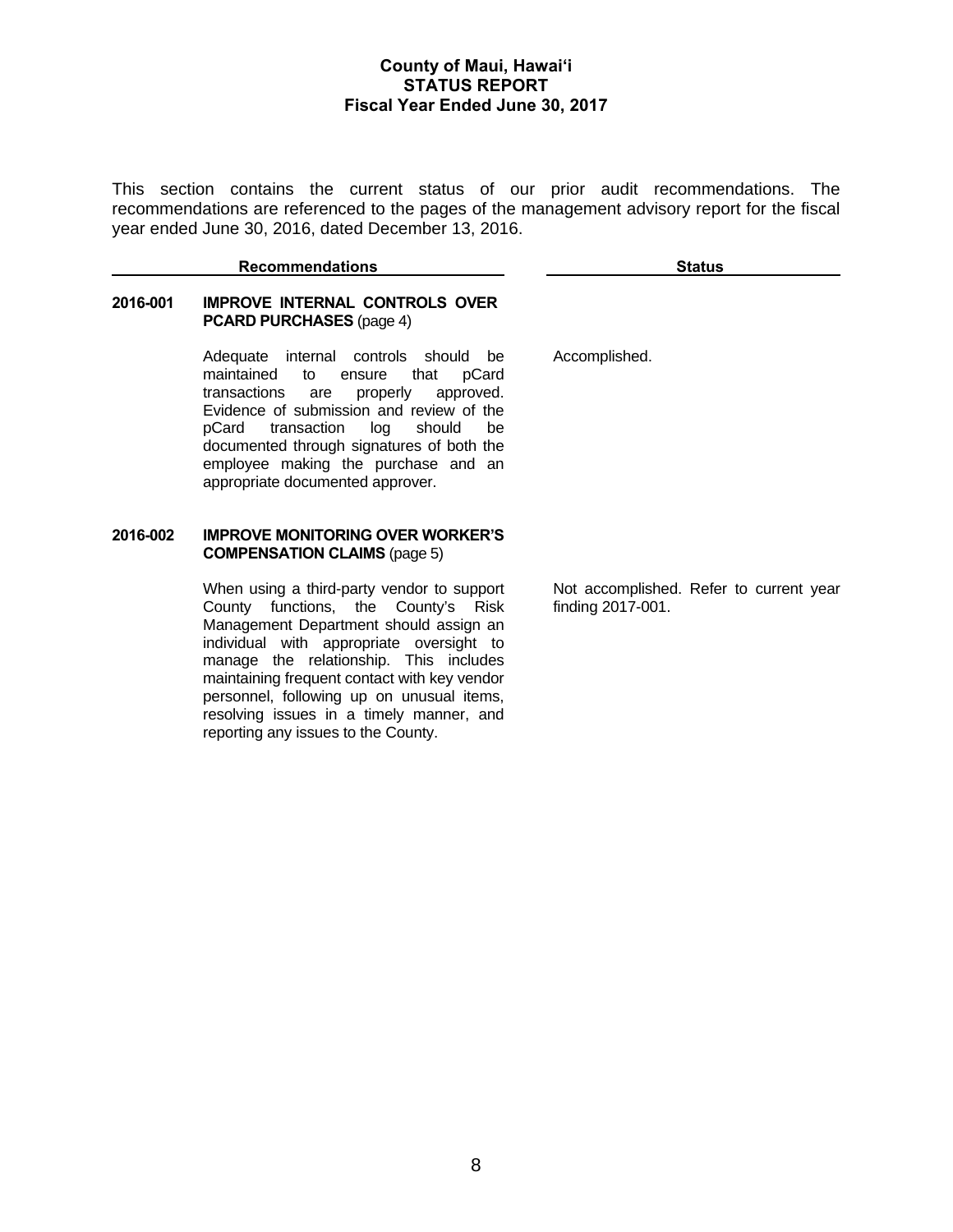**County of Maui, Hawai'i**
**STATUS REPORT**
**Fiscal Year Ended June 30, 2017**

This section contains the current status of our prior audit recommendations. The recommendations are referenced to the pages of the management advisory report for the fiscal year ended June 30, 2016, dated December 13, 2016.

| | Recommendations | Status |
| --- | --- | --- |
| **2016-001** | **IMPROVE INTERNAL CONTROLS OVER PCARD PURCHASES** (page 4) | |
| | Adequate internal controls should be maintained to ensure that pCard transactions are properly approved. Evidence of submission and review of the pCard transaction log should be documented through signatures of both the employee making the purchase and an appropriate documented approver. | Accomplished. |
| **2016-002** | **IMPROVE MONITORING OVER WORKER'S COMPENSATION CLAIMS** (page 5) | |
| | When using a third-party vendor to support County functions, the County's Risk Management Department should assign an individual with appropriate oversight to manage the relationship. This includes maintaining frequent contact with key vendor personnel, following up on unusual items, resolving issues in a timely manner, and reporting any issues to the County. | Not accomplished. Refer to current year finding 2017-001. |